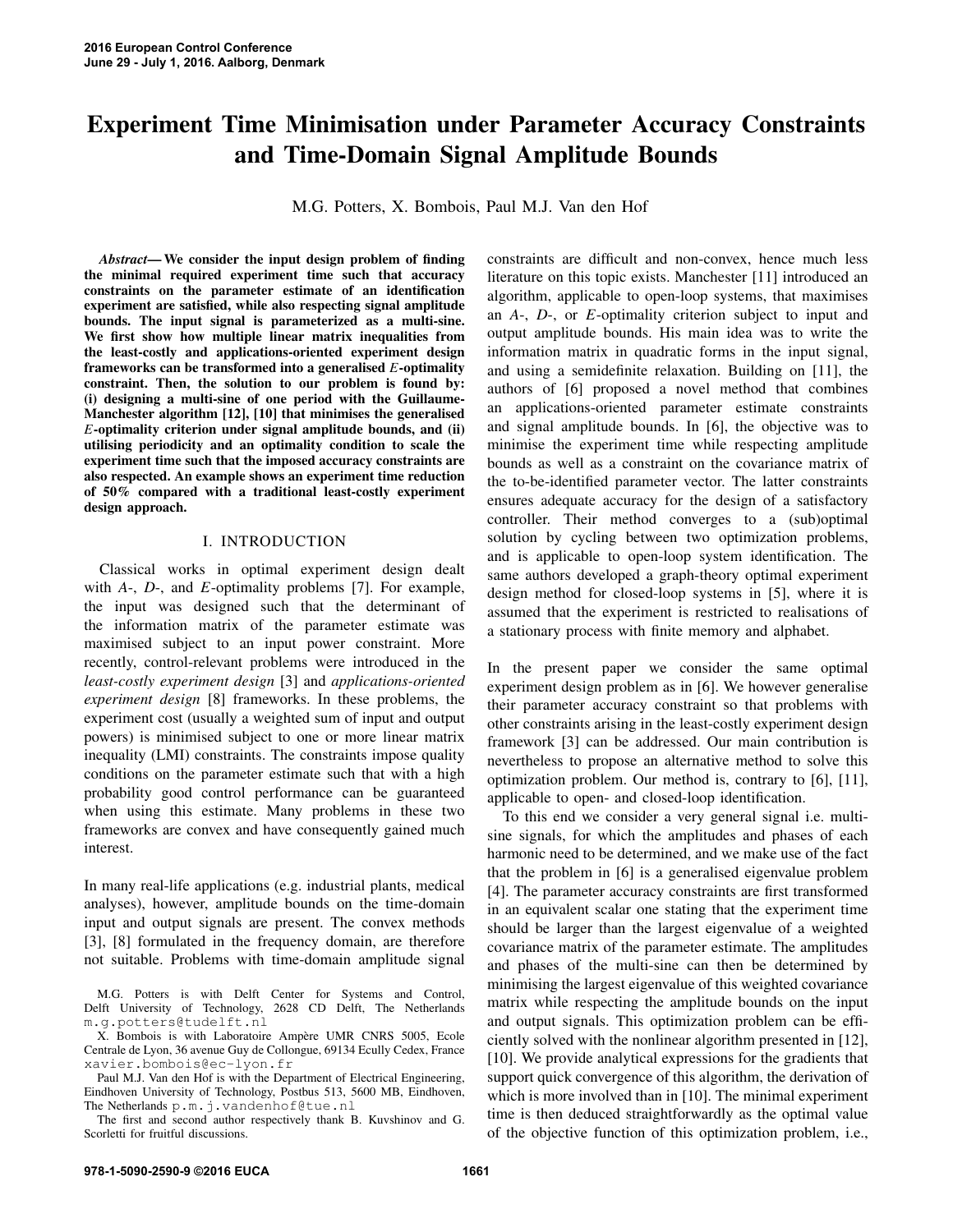# Experiment Time Minimisation under Parameter Accuracy Constraints and Time-Domain Signal Amplitude Bounds

M.G. Potters, X. Bombois, Paul M.J. Van den Hof

***Abstract*— We consider the input design problem of finding the minimal required experiment time such that accuracy constraints on the parameter estimate of an identification experiment are satisfied, while also respecting signal amplitude bounds. The input signal is parameterized as a multi-sine. We first show how multiple linear matrix inequalities from the least-costly and applications-oriented experiment design frameworks can be transformed into a generalised *E*-optimality constraint. Then, the solution to our problem is found by: (i) designing a multi-sine of one period with the Guillaume-Manchester algorithm [12], [10] that minimises the generalised *E*-optimality criterion under signal amplitude bounds, and (ii) utilising periodicity and an optimality condition to scale the experiment time such that the imposed accuracy constraints are also respected. An example shows an experiment time reduction of 50% compared with a traditional least-costly experiment design approach.**

## I. INTRODUCTION

Classical works in optimal experiment design dealt with *A*-, *D*-, and *E*-optimality problems [7]. For example, the input was designed such that the determinant of the information matrix of the parameter estimate was maximised subject to an input power constraint. More recently, control-relevant problems were introduced in the *least-costly experiment design* [3] and *applications-oriented experiment design* [8] frameworks. In these problems, the experiment cost (usually a weighted sum of input and output powers) is minimised subject to one or more linear matrix inequality (LMI) constraints. The constraints impose quality conditions on the parameter estimate such that with a high probability good control performance can be guaranteed when using this estimate. Many problems in these two frameworks are convex and have consequently gained much interest.

In many real-life applications (e.g. industrial plants, medical analyses), however, amplitude bounds on the time-domain input and output signals are present. The convex methods [3], [8] formulated in the frequency domain, are therefore not suitable. Problems with time-domain amplitude signal constraints are difficult and non-convex, hence much less literature on this topic exists. Manchester [11] introduced an algorithm, applicable to open-loop systems, that maximises an *A*-, *D*-, or *E*-optimality criterion subject to input and output amplitude bounds. His main idea was to write the information matrix in quadratic forms in the input signal, and using a semidefinite relaxation. Building on [11], the authors of [6] proposed a novel method that combines an applications-oriented parameter estimate constraints and signal amplitude bounds. In [6], the objective was to minimise the experiment time while respecting amplitude bounds as well as a constraint on the covariance matrix of the to-be-identified parameter vector. The latter constraints ensures adequate accuracy for the design of a satisfactory controller. Their method converges to a (sub)optimal solution by cycling between two optimization problems, and is applicable to open-loop system identification. The same authors developed a graph-theory optimal experiment design method for closed-loop systems in [5], where it is assumed that the experiment is restricted to realisations of a stationary process with finite memory and alphabet.

In the present paper we consider the same optimal experiment design problem as in [6]. We however generalise their parameter accuracy constraint so that problems with other constraints arising in the least-costly experiment design framework [3] can be addressed. Our main contribution is nevertheless to propose an alternative method to solve this optimization problem. Our method is, contrary to [6], [11], applicable to open- and closed-loop identification.

To this end we consider a very general signal i.e. multi-sine signals, for which the amplitudes and phases of each harmonic need to be determined, and we make use of the fact that the problem in [6] is a generalised eigenvalue problem [4]. The parameter accuracy constraints are first transformed in an equivalent scalar one stating that the experiment time should be larger than the largest eigenvalue of a weighted covariance matrix of the parameter estimate. The amplitudes and phases of the multi-sine can then be determined by minimising the largest eigenvalue of this weighted covariance matrix while respecting the amplitude bounds on the input and output signals. This optimization problem can be efficiently solved with the nonlinear algorithm presented in [12], [10]. We provide analytical expressions for the gradients that support quick convergence of this algorithm, the derivation of which is more involved than in [10]. The minimal experiment time is then deduced straightforwardly as the optimal value of the objective function of this optimization problem, i.e.,

M.G. Potters is with Delft Center for Systems and Control, Delft University of Technology, 2628 CD Delft, The Netherlands m.g.potters@tudelft.nl

X. Bombois is with Laboratoire Ampère UMR CNRS 5005, Ecole Centrale de Lyon, 36 avenue Guy de Collongue, 69134 Ecully Cedex, France xavier.bombois@ec-lyon.fr

Paul M.J. Van den Hof is with the Department of Electrical Engineering, Eindhoven University of Technology, Postbus 513, 5600 MB, Eindhoven, The Netherlands p.m.j.vandenhof@tue.nl

The first and second author respectively thank B. Kuvshinov and G. Scorletti for fruitful discussions.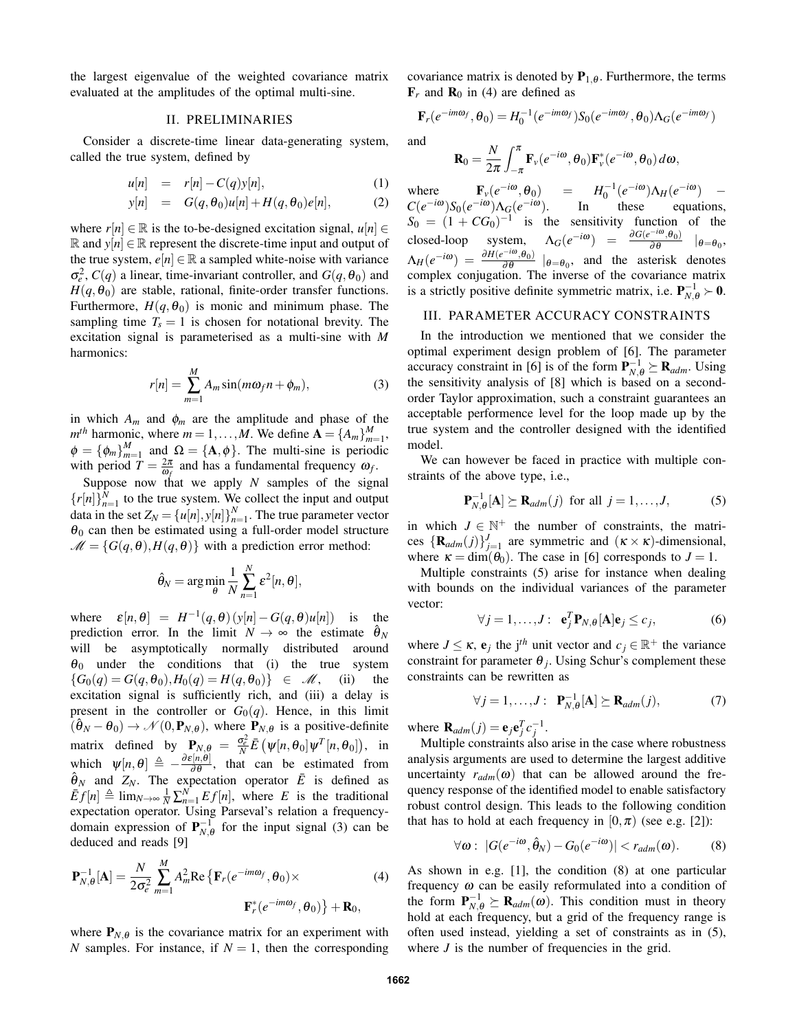the largest eigenvalue of the weighted covariance matrix evaluated at the amplitudes of the optimal multi-sine.

## II. PRELIMINARIES

Consider a discrete-time linear data-generating system, called the true system, defined by

$$u[n] = r[n] - C(q)y[n], \tag{1}$$

$$y[n] = G(q,\theta_0)u[n] + H(q,\theta_0)e[n], \tag{2}$$

where $r[n] \in \mathbb{R}$ is the to-be-designed excitation signal, $u[n] \in \mathbb{R}$ and $y[n] \in \mathbb{R}$ represent the discrete-time input and output of the true system, $e[n] \in \mathbb{R}$ a sampled white-noise with variance $\sigma_e^2$, $C(q)$ a linear, time-invariant controller, and $G(q,\theta_0)$ and $H(q,\theta_0)$ are stable, rational, finite-order transfer functions. Furthermore, $H(q,\theta_0)$ is monic and minimum phase. The sampling time $T_s = 1$ is chosen for notational brevity. The excitation signal is parameterised as a multi-sine with $M$ harmonics:

$$r[n] = \sum_{m=1}^{M} A_m \sin(m\omega_f n + \phi_m), \tag{3}$$

in which $A_m$ and $\phi_m$ are the amplitude and phase of the $m^{th}$ harmonic, where $m = 1,\ldots,M$. We define $\mathbf{A} = \{A_m\}_{m=1}^M$, $\phi = \{\phi_m\}_{m=1}^M$ and $\Omega = \{\mathbf{A},\phi\}$. The multi-sine is periodic with period $T = \frac{2\pi}{\omega_f}$ and has a fundamental frequency $\omega_f$.

Suppose now that we apply $N$ samples of the signal $\{r[n]\}_{n=1}^N$ to the true system. We collect the input and output data in the set $Z_N = \{u[n], y[n]\}_{n=1}^N$. The true parameter vector $\theta_0$ can then be estimated using a full-order model structure $\mathscr{M} = \{G(q,\theta), H(q,\theta)\}$ with a prediction error method:

$$\hat{\theta}_N = \arg\min_{\theta} \frac{1}{N}\sum_{n=1}^{N} \varepsilon^2[n,\theta],$$

where $\varepsilon[n,\theta] = H^{-1}(q,\theta)\left(y[n] - G(q,\theta)u[n]\right)$ is the prediction error. In the limit $N \to \infty$ the estimate $\hat{\theta}_N$ will be asymptotically normally distributed around $\theta_0$ under the conditions that (i) the true system $\{G_0(q) = G(q,\theta_0), H_0(q) = H(q,\theta_0)\} \in \mathscr{M}$, (ii) the excitation signal is sufficiently rich, and (iii) a delay is present in the controller or $G_0(q)$. Hence, in this limit $(\hat{\theta}_N - \theta_0) \to \mathscr{N}(0, \mathbf{P}_{N,\theta})$, where $\mathbf{P}_{N,\theta}$ is a positive-definite matrix defined by $\mathbf{P}_{N,\theta} = \frac{\sigma_e^2}{N}\bar{E}\left(\psi[n,\theta_0]\psi^T[n,\theta_0]\right)$, in which $\psi[n,\theta] \triangleq -\frac{\partial \varepsilon[n,\theta]}{\partial \theta}$, that can be estimated from $\hat{\theta}_N$ and $Z_N$. The expectation operator $\bar{E}$ is defined as $\bar{E}f[n] \triangleq \lim_{N\to\infty}\frac{1}{N}\sum_{n=1}^{N} Ef[n]$, where $E$ is the traditional expectation operator. Using Parseval's relation a frequency-domain expression of $\mathbf{P}_{N,\theta}^{-1}$ for the input signal (3) can be deduced and reads [9]

$$\mathbf{P}_{N,\theta}^{-1}[\mathbf{A}] = \frac{N}{2\sigma_e^2}\sum_{m=1}^{M} A_m^2 \mathrm{Re}\left\{\mathbf{F}_r(e^{-im\omega_f},\theta_0)\times \mathbf{F}_r^*(e^{-im\omega_f},\theta_0)\right\} + \mathbf{R}_0, \tag{4}$$

where $\mathbf{P}_{N,\theta}$ is the covariance matrix for an experiment with $N$ samples. For instance, if $N = 1$, then the corresponding covariance matrix is denoted by $\mathbf{P}_{1,\theta}$. Furthermore, the terms $\mathbf{F}_r$ and $\mathbf{R}_0$ in (4) are defined as

$$\mathbf{F}_r(e^{-im\omega_f},\theta_0) = H_0^{-1}(e^{-im\omega_f})S_0(e^{-im\omega_f},\theta_0)\Lambda_G(e^{-im\omega_f})$$

and

$$\mathbf{R}_0 = \frac{N}{2\pi}\int_{-\pi}^{\pi}\mathbf{F}_v(e^{-i\omega},\theta_0)\mathbf{F}_v^*(e^{-i\omega},\theta_0)\,d\omega,$$

where $\mathbf{F}_v(e^{-i\omega},\theta_0) = H_0^{-1}(e^{-i\omega})\Lambda_H(e^{-i\omega}) - C(e^{-i\omega})S_0(e^{-i\omega})\Lambda_G(e^{-i\omega})$. In these equations, $S_0 = (1 + CG_0)^{-1}$ is the sensitivity function of the closed-loop system, $\Lambda_G(e^{-i\omega}) = \frac{\partial G(e^{-i\omega},\theta_0)}{\partial \theta}\mid_{\theta=\theta_0}$, $\Lambda_H(e^{-i\omega}) = \frac{\partial H(e^{-i\omega},\theta_0)}{\partial \theta}\mid_{\theta=\theta_0}$, and the asterisk denotes complex conjugation. The inverse of the covariance matrix is a strictly positive definite symmetric matrix, i.e. $\mathbf{P}_{N,\theta}^{-1} \succ \mathbf{0}$.

## III. PARAMETER ACCURACY CONSTRAINTS

In the introduction we mentioned that we consider the optimal experiment design problem of [6]. The parameter accuracy constraint in [6] is of the form $\mathbf{P}_{N,\theta}^{-1} \succeq \mathbf{R}_{adm}$. Using the sensitivity analysis of [8] which is based on a second-order Taylor approximation, such a constraint guarantees an acceptable performence level for the loop made up by the true system and the controller designed with the identified model.

We can however be faced in practice with multiple constraints of the above type, i.e.,

$$\mathbf{P}_{N,\theta}^{-1}[\mathbf{A}] \succeq \mathbf{R}_{adm}(j) \text{ for all } j = 1,\ldots,J, \tag{5}$$

in which $J \in \mathbb{N}^+$ the number of constraints, the matrices $\{\mathbf{R}_{adm}(j)\}_{j=1}^J$ are symmetric and $(\kappa \times \kappa)$-dimensional, where $\kappa = \dim(\theta_0)$. The case in [6] corresponds to $J = 1$.

Multiple constraints (5) arise for instance when dealing with bounds on the individual variances of the parameter vector:

$$\forall j = 1,\ldots,J: \ \mathbf{e}_j^T\mathbf{P}_{N,\theta}[\mathbf{A}]\mathbf{e}_j \leq c_j, \tag{6}$$

where $J \leq \kappa$, $\mathbf{e}_j$ the j$^{th}$ unit vector and $c_j \in \mathbb{R}^+$ the variance constraint for parameter $\theta_j$. Using Schur's complement these constraints can be rewritten as

$$\forall j = 1,\ldots,J: \ \mathbf{P}_{N,\theta}^{-1}[\mathbf{A}] \succeq \mathbf{R}_{adm}(j), \tag{7}$$

where $\mathbf{R}_{adm}(j) = \mathbf{e}_j\mathbf{e}_j^T c_j^{-1}$.

Multiple constraints also arise in the case where robustness analysis arguments are used to determine the largest additive uncertainty $r_{adm}(\omega)$ that can be allowed around the frequency response of the identified model to enable satisfactory robust control design. This leads to the following condition that has to hold at each frequency in $[0,\pi)$ (see e.g. [2]):

$$\forall \omega: \ |G(e^{-i\omega},\hat{\theta}_N) - G_0(e^{-i\omega})| < r_{adm}(\omega). \tag{8}$$

As shown in e.g. [1], the condition (8) at one particular frequency $\omega$ can be easily reformulated into a condition of the form $\mathbf{P}_{N,\theta}^{-1} \succeq \mathbf{R}_{adm}(\omega)$. This condition must in theory hold at each frequency, but a grid of the frequency range is often used instead, yielding a set of constraints as in (5), where $J$ is the number of frequencies in the grid.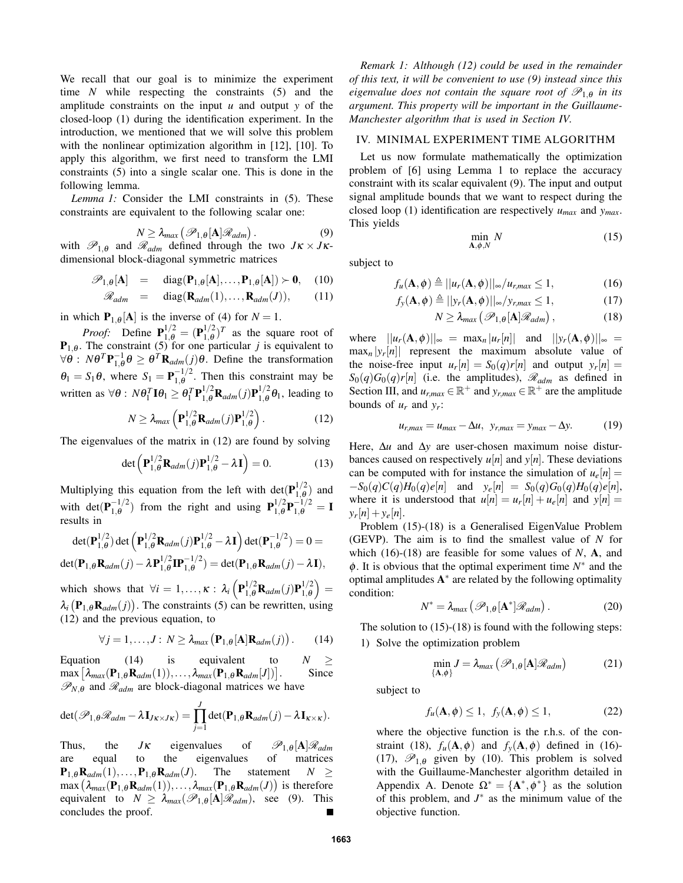We recall that our goal is to minimize the experiment time $N$ while respecting the constraints (5) and the amplitude constraints on the input $u$ and output $y$ of the closed-loop (1) during the identification experiment. In the introduction, we mentioned that we will solve this problem with the nonlinear optimization algorithm in [12], [10]. To apply this algorithm, we first need to transform the LMI constraints (5) into a single scalar one. This is done in the following lemma.

*Lemma 1:* Consider the LMI constraints in (5). These constraints are equivalent to the following scalar one:

$$N \geq \lambda_{max}\left(\mathscr{P}_{1,\theta}[\mathbf{A}]\mathscr{R}_{adm}\right). \tag{9}$$

with $\mathscr{P}_{1,\theta}$ and $\mathscr{R}_{adm}$ defined through the two $J\kappa \times J\kappa$-dimensional block-diagonal symmetric matrices

$$\mathscr{P}_{1,\theta}[\mathbf{A}] \quad = \quad \mathrm{diag}(\mathbf{P}_{1,\theta}[\mathbf{A}],\ldots,\mathbf{P}_{1,\theta}[\mathbf{A}]) \succ \mathbf{0}, \tag{10}$$

$$\mathscr{R}_{adm} \quad = \quad \mathrm{diag}(\mathbf{R}_{adm}(1),\ldots,\mathbf{R}_{adm}(J)), \tag{11}$$

in which $\mathbf{P}_{1,\theta}[\mathbf{A}]$ is the inverse of (4) for $N=1$.

*Proof:* Define $\mathbf{P}_{1,\theta}^{1/2} = (\mathbf{P}_{1,\theta}^{1/2})^T$ as the square root of $\mathbf{P}_{1,\theta}$. The constraint (5) for one particular $j$ is equivalent to $\forall\theta : N\theta^T\mathbf{P}_{1,\theta}^{-1}\theta \geq \theta^T\mathbf{R}_{adm}(j)\theta$. Define the transformation $\theta_1 = S_1\theta$, where $S_1 = \mathbf{P}_{1,\theta}^{-1/2}$. Then this constraint may be written as $\forall\theta : N\theta_1^T\mathbf{I}\theta_1 \geq \theta_1^T\mathbf{P}_{1,\theta}^{1/2}\mathbf{R}_{adm}(j)\mathbf{P}_{1,\theta}^{1/2}\theta_1$, leading to

$$N \geq \lambda_{max}\left(\mathbf{P}_{1,\theta}^{1/2}\mathbf{R}_{adm}(j)\mathbf{P}_{1,\theta}^{1/2}\right). \tag{12}$$

The eigenvalues of the matrix in (12) are found by solving

$$\det\left(\mathbf{P}_{1,\theta}^{1/2}\mathbf{R}_{adm}(j)\mathbf{P}_{1,\theta}^{1/2} - \lambda\mathbf{I}\right) = 0. \tag{13}$$

Multiplying this equation from the left with $\det(\mathbf{P}_{1,\theta}^{1/2})$ and with $\det(\mathbf{P}_{1,\theta}^{-1/2})$ from the right and using $\mathbf{P}_{1,\theta}^{1/2}\mathbf{P}_{1,\theta}^{-1/2} = \mathbf{I}$ results in

$$\det(\mathbf{P}_{1,\theta}^{1/2})\det\left(\mathbf{P}_{1,\theta}^{1/2}\mathbf{R}_{adm}(j)\mathbf{P}_{1,\theta}^{1/2} - \lambda\mathbf{I}\right)\det(\mathbf{P}_{1,\theta}^{-1/2}) = 0 =$$
$$\det(\mathbf{P}_{1,\theta}\mathbf{R}_{adm}(j) - \lambda\mathbf{P}_{1,\theta}^{1/2}\mathbf{I}\mathbf{P}_{1,\theta}^{-1/2}) = \det(\mathbf{P}_{1,\theta}\mathbf{R}_{adm}(j) - \lambda\mathbf{I}),$$

which shows that $\forall i = 1,\ldots,\kappa : \lambda_i\left(\mathbf{P}_{1,\theta}^{1/2}\mathbf{R}_{adm}(j)\mathbf{P}_{1,\theta}^{1/2}\right) = \lambda_i\left(\mathbf{P}_{1,\theta}\mathbf{R}_{adm}(j)\right)$. The constraints (5) can be rewritten, using (12) and the previous equation, to

$$\forall j = 1,\ldots,J : N \geq \lambda_{max}\left(\mathbf{P}_{1,\theta}[\mathbf{A}]\mathbf{R}_{adm}(j)\right). \tag{14}$$

Equation (14) is equivalent to $N \geq \max\left[\lambda_{max}(\mathbf{P}_{1,\theta}\mathbf{R}_{adm}(1)),\ldots,\lambda_{max}(\mathbf{P}_{1,\theta}\mathbf{R}_{adm}[J])\right]$. Since $\mathscr{P}_{N,\theta}$ and $\mathscr{R}_{adm}$ are block-diagonal matrices we have

$$\det(\mathscr{P}_{1,\theta}\mathscr{R}_{adm} - \lambda\mathbf{I}_{J\kappa\times J\kappa}) = \prod_{j=1}^{J}\det(\mathbf{P}_{1,\theta}\mathbf{R}_{adm}(j) - \lambda\mathbf{I}_{\kappa\times\kappa}).$$

Thus, the $J\kappa$ eigenvalues of $\mathscr{P}_{1,\theta}[\mathbf{A}]\mathscr{R}_{adm}$ are equal to the eigenvalues of matrices $\mathbf{P}_{1,\theta}\mathbf{R}_{adm}(1),\ldots,\mathbf{P}_{1,\theta}\mathbf{R}_{adm}(J)$. The statement $N \geq \max\left(\lambda_{max}(\mathbf{P}_{1,\theta}\mathbf{R}_{adm}(1)),\ldots,\lambda_{max}(\mathbf{P}_{1,\theta}\mathbf{R}_{adm}(J)\right)$ is therefore equivalent to $N \geq \lambda_{max}(\mathscr{P}_{1,\theta}[\mathbf{A}]\mathscr{R}_{adm})$, see (9). This concludes the proof. ∎

*Remark 1: Although (12) could be used in the remainder of this text, it will be convenient to use (9) instead since this eigenvalue does not contain the square root of $\mathscr{P}_{1,\theta}$ in its argument. This property will be important in the Guillaume-Manchester algorithm that is used in Section IV.*

## IV. MINIMAL EXPERIMENT TIME ALGORITHM

Let us now formulate mathematically the optimization problem of [6] using Lemma 1 to replace the accuracy constraint with its scalar equivalent (9). The input and output signal amplitude bounds that we want to respect during the closed loop (1) identification are respectively $u_{max}$ and $y_{max}$. This yields

$$\min_{\mathbf{A},\phi,N} N \tag{15}$$

subject to

$$f_u(\mathbf{A},\phi) \triangleq ||u_r(\mathbf{A},\phi)||_\infty/u_{r,max} \leq 1, \tag{16}$$

$$f_y(\mathbf{A},\phi) \triangleq ||y_r(\mathbf{A},\phi)||_\infty/y_{r,max} \leq 1, \tag{17}$$

$$N \geq \lambda_{max}\left(\mathscr{P}_{1,\theta}[\mathbf{A}]\mathscr{R}_{adm}\right), \tag{18}$$

where $||u_r(\mathbf{A},\phi)||_\infty = \max_n |u_r[n]|$ and $||y_r(\mathbf{A},\phi)||_\infty = \max_n |y_r[n]|$ represent the maximum absolute value of the noise-free input $u_r[n] = S_0(q)r[n]$ and output $y_r[n] = S_0(q)G_0(q)r[n]$ (i.e. the amplitudes), $\mathscr{R}_{adm}$ as defined in Section III, and $u_{r,max} \in \mathbb{R}^+$ and $y_{r,max} \in \mathbb{R}^+$ are the amplitude bounds of $u_r$ and $y_r$:

$$u_{r,max} = u_{max} - \Delta u, \;\; y_{r,max} = y_{max} - \Delta y. \tag{19}$$

Here, $\Delta u$ and $\Delta y$ are user-chosen maximum noise disturbances caused on respectively $u[n]$ and $y[n]$. These deviations can be computed with for instance the simulation of $u_e[n] = -S_0(q)C(q)H_0(q)e[n]$ and $y_e[n] = S_0(q)G_0(q)H_0(q)e[n]$, where it is understood that $u[n] = u_r[n] + u_e[n]$ and $y[n] = y_r[n] + y_e[n]$.

Problem (15)-(18) is a Generalised EigenValue Problem (GEVP). The aim is to find the smallest value of $N$ for which (16)-(18) are feasible for some values of $N$, $\mathbf{A}$, and $\phi$. It is obvious that the optimal experiment time $N^*$ and the optimal amplitudes $\mathbf{A}^*$ are related by the following optimality condition:

$$N^* = \lambda_{max}\left(\mathscr{P}_{1,\theta}[\mathbf{A}^*]\mathscr{R}_{adm}\right). \tag{20}$$

The solution to (15)-(18) is found with the following steps:

1) Solve the optimization problem

$$\min_{\{\mathbf{A},\phi\}} J = \lambda_{max}\left(\mathscr{P}_{1,\theta}[\mathbf{A}]\mathscr{R}_{adm}\right) \tag{21}$$

subject to

$$f_u(\mathbf{A},\phi) \leq 1, \;\; f_y(\mathbf{A},\phi) \leq 1, \tag{22}$$

where the objective function is the r.h.s. of the constraint (18), $f_u(\mathbf{A},\phi)$ and $f_y(\mathbf{A},\phi)$ defined in (16)-(17), $\mathscr{P}_{1,\theta}$ given by (10). This problem is solved with the Guillaume-Manchester algorithm detailed in Appendix A. Denote $\Omega^* = \{\mathbf{A}^*,\phi^*\}$ as the solution of this problem, and $J^*$ as the minimum value of the objective function.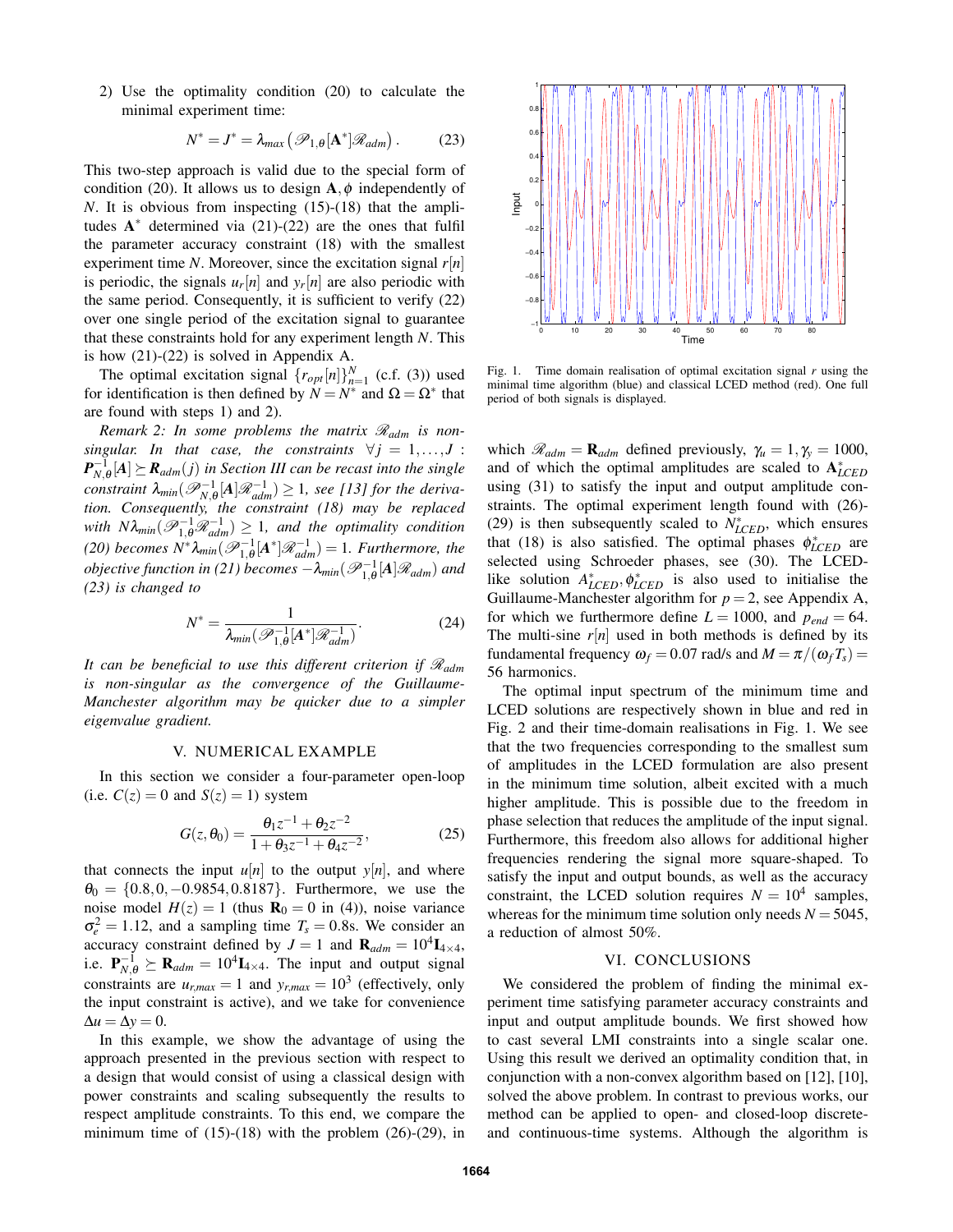2) Use the optimality condition (20) to calculate the minimal experiment time:

$$N^* = J^* = \lambda_{max}\left(\mathscr{P}_{1,\theta}[\mathbf{A}^*]\mathscr{R}_{adm}\right). \tag{23}$$

This two-step approach is valid due to the special form of condition (20). It allows us to design $\mathbf{A}, \phi$ independently of $N$. It is obvious from inspecting (15)-(18) that the amplitudes $\mathbf{A}^*$ determined via (21)-(22) are the ones that fulfil the parameter accuracy constraint (18) with the smallest experiment time $N$. Moreover, since the excitation signal $r[n]$ is periodic, the signals $u_r[n]$ and $y_r[n]$ are also periodic with the same period. Consequently, it is sufficient to verify (22) over one single period of the excitation signal to guarantee that these constraints hold for any experiment length $N$. This is how (21)-(22) is solved in Appendix A.

The optimal excitation signal $\{r_{opt}[n]\}_{n=1}^{N}$ (c.f. (3)) used for identification is then defined by $N = N^*$ and $\Omega = \Omega^*$ that are found with steps 1) and 2).

*Remark 2: In some problems the matrix $\mathscr{R}_{adm}$ is non-singular. In that case, the constraints $\forall j = 1,\ldots,J$ : $\boldsymbol{P}_{N,\theta}^{-1}[\boldsymbol{A}] \succeq \boldsymbol{R}_{adm}(j)$ in Section III can be recast into the single constraint $\lambda_{min}(\mathscr{P}_{N,\theta}^{-1}[\boldsymbol{A}]\mathscr{R}_{adm}^{-1}) \geq 1$, see [13] for the derivation. Consequently, the constraint (18) may be replaced with $N\lambda_{min}(\mathscr{P}_{1,\theta}^{-1}\mathscr{R}_{adm}^{-1}) \geq 1$, and the optimality condition (20) becomes $N^*\lambda_{min}(\mathscr{P}_{1,\theta}^{-1}[\boldsymbol{A}^*]\mathscr{R}_{adm}^{-1}) = 1$. Furthermore, the objective function in (21) becomes $-\lambda_{min}(\mathscr{P}_{1,\theta}^{-1}[\boldsymbol{A}]\mathscr{R}_{adm})$ and (23) is changed to*

$$N^* = \frac{1}{\lambda_{min}(\mathscr{P}_{1,\theta}^{-1}[\boldsymbol{A}^*]\mathscr{R}_{adm}^{-1})}. \tag{24}$$

*It can be beneficial to use this different criterion if $\mathscr{R}_{adm}$ is non-singular as the convergence of the Guillaume-Manchester algorithm may be quicker due to a simpler eigenvalue gradient.*

## V. NUMERICAL EXAMPLE

In this section we consider a four-parameter open-loop (i.e. $C(z) = 0$ and $S(z) = 1$) system

$$G(z, \theta_0) = \frac{\theta_1 z^{-1} + \theta_2 z^{-2}}{1 + \theta_3 z^{-1} + \theta_4 z^{-2}}, \tag{25}$$

that connects the input $u[n]$ to the output $y[n]$, and where $\theta_0 = \{0.8, 0, -0.9854, 0.8187\}$. Furthermore, we use the noise model $H(z) = 1$ (thus $\mathbf{R}_0 = 0$ in (4)), noise variance $\sigma_e^2 = 1.12$, and a sampling time $T_s = 0.8$s. We consider an accuracy constraint defined by $J = 1$ and $\mathbf{R}_{adm} = 10^4\mathbf{I}_{4\times4}$, i.e. $\mathbf{P}_{N,\theta}^{-1} \succeq \mathbf{R}_{adm} = 10^4\mathbf{I}_{4\times4}$. The input and output signal constraints are $u_{r,max} = 1$ and $y_{r,max} = 10^3$ (effectively, only the input constraint is active), and we take for convenience $\Delta u = \Delta y = 0$.

In this example, we show the advantage of using the approach presented in the previous section with respect to a design that would consist of using a classical design with power constraints and scaling subsequently the results to respect amplitude constraints. To this end, we compare the minimum time of (15)-(18) with the problem (26)-(29), in which $\mathscr{R}_{adm} = \mathbf{R}_{adm}$ defined previously, $\gamma_u = 1, \gamma_y = 1000$, and of which the optimal amplitudes are scaled to $\mathbf{A}_{LCED}^*$ using (31) to satisfy the input and output amplitude constraints. The optimal experiment length found with (26)-(29) is then subsequently scaled to $N_{LCED}^*$, which ensures that (18) is also satisfied. The optimal phases $\phi_{LCED}^*$ are selected using Schroeder phases, see (30). The LCED-like solution $A_{LCED}^*, \phi_{LCED}^*$ is also used to initialise the Guillaume-Manchester algorithm for $p = 2$, see Appendix A, for which we furthermore define $L = 1000$, and $p_{end} = 64$. The multi-sine $r[n]$ used in both methods is defined by its fundamental frequency $\omega_f = 0.07$ rad/s and $M = \pi/(\omega_f T_s) = 56$ harmonics.

The optimal input spectrum of the minimum time and LCED solutions are respectively shown in blue and red in Fig. 2 and their time-domain realisations in Fig. 1. We see that the two frequencies corresponding to the smallest sum of amplitudes in the LCED formulation are also present in the minimum time solution, albeit excited with a much higher amplitude. This is possible due to the freedom in phase selection that reduces the amplitude of the input signal. Furthermore, this freedom also allows for additional higher frequencies rendering the signal more square-shaped. To satisfy the input and output bounds, as well as the accuracy constraint, the LCED solution requires $N = 10^4$ samples, whereas for the minimum time solution only needs $N = 5045$, a reduction of almost 50%.

Fig. 1. Time domain realisation of optimal excitation signal $r$ using the minimal time algorithm (blue) and classical LCED method (red). One full period of both signals is displayed.

## VI. CONCLUSIONS

We considered the problem of finding the minimal experiment time satisfying parameter accuracy constraints and input and output amplitude bounds. We first showed how to cast several LMI constraints into a single scalar one. Using this result we derived an optimality condition that, in conjunction with a non-convex algorithm based on [12], [10], solved the above problem. In contrast to previous works, our method can be applied to open- and closed-loop discrete- and continuous-time systems. Although the algorithm is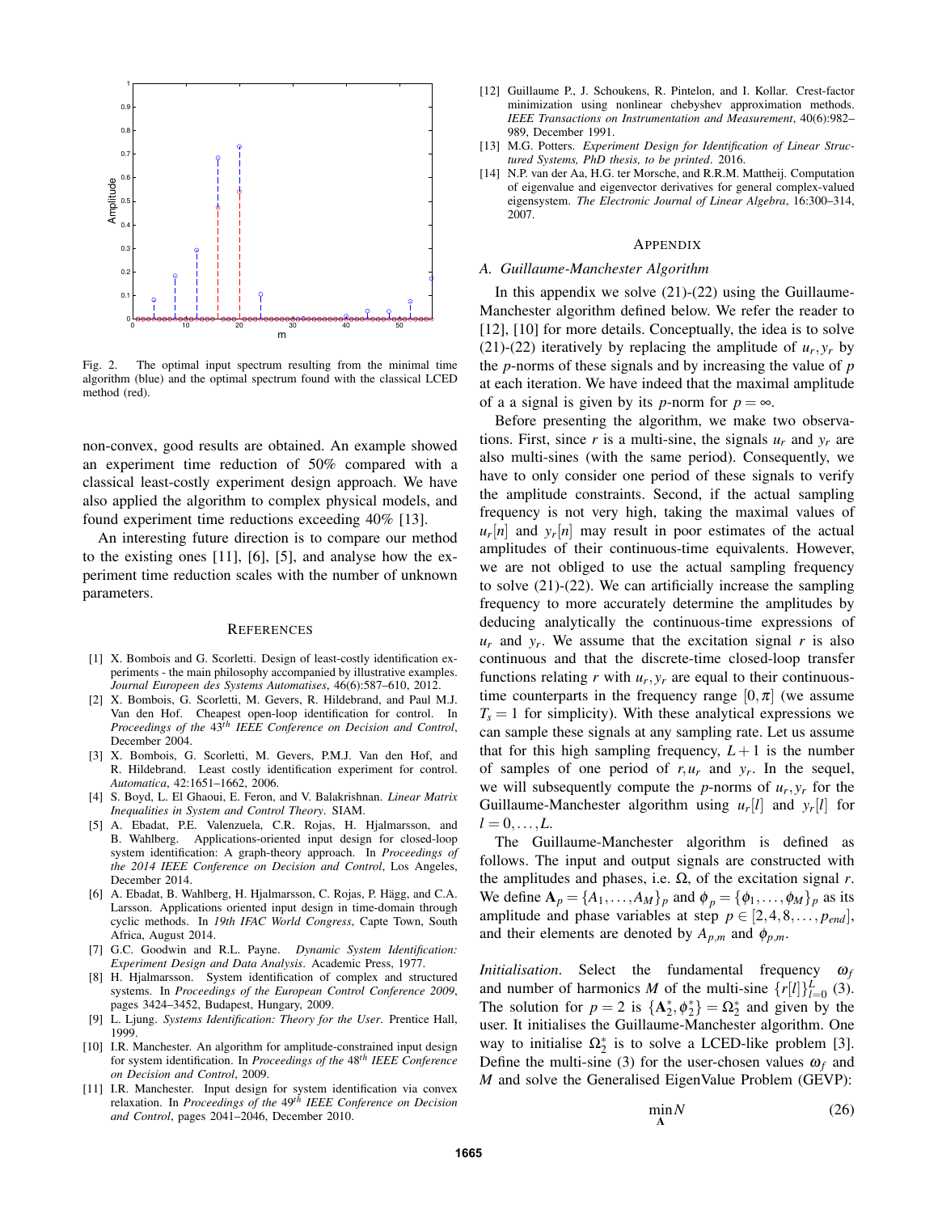Fig. 2. The optimal input spectrum resulting from the minimal time algorithm (blue) and the optimal spectrum found with the classical LCED method (red).

non-convex, good results are obtained. An example showed an experiment time reduction of 50% compared with a classical least-costly experiment design approach. We have also applied the algorithm to complex physical models, and found experiment time reductions exceeding 40% [13].

An interesting future direction is to compare our method to the existing ones [11], [6], [5], and analyse how the experiment time reduction scales with the number of unknown parameters.

## References

- [1] X. Bombois and G. Scorletti. Design of least-costly identification experiments - the main philosophy accompanied by illustrative examples. *Journal Europeen des Systems Automatises*, 46(6):587–610, 2012.
- [2] X. Bombois, G. Scorletti, M. Gevers, R. Hildebrand, and Paul M.J. Van den Hof. Cheapest open-loop identification for control. In *Proceedings of the* $43^{th}$ *IEEE Conference on Decision and Control*, December 2004.
- [3] X. Bombois, G. Scorletti, M. Gevers, P.M.J. Van den Hof, and R. Hildebrand. Least costly identification experiment for control. *Automatica*, 42:1651–1662, 2006.
- [4] S. Boyd, L. El Ghaoui, E. Feron, and V. Balakrishnan. *Linear Matrix Inequalities in System and Control Theory*. SIAM.
- [5] A. Ebadat, P.E. Valenzuela, C.R. Rojas, H. Hjalmarsson, and B. Wahlberg. Applications-oriented input design for closed-loop system identification: A graph-theory approach. In *Proceedings of the 2014 IEEE Conference on Decision and Control*, Los Angeles, December 2014.
- [6] A. Ebadat, B. Wahlberg, H. Hjalmarsson, C. Rojas, P. Hägg, and C.A. Larsson. Applications oriented input design in time-domain through cyclic methods. In *19th IFAC World Congress*, Capte Town, South Africa, August 2014.
- [7] G.C. Goodwin and R.L. Payne. *Dynamic System Identification: Experiment Design and Data Analysis*. Academic Press, 1977.
- [8] H. Hjalmarsson. System identification of complex and structured systems. In *Proceedings of the European Control Conference 2009*, pages 3424–3452, Budapest, Hungary, 2009.
- [9] L. Ljung. *Systems Identification: Theory for the User*. Prentice Hill, 1999.
- [10] I.R. Manchester. An algorithm for amplitude-constrained input design for system identification. In *Proceedings of the* $48^{th}$ *IEEE Conference on Decision and Control*, 2009.
- [11] I.R. Manchester. Input design for system identification via convex relaxation. In *Proceedings of the* $49^{th}$ *IEEE Conference on Decision and Control*, pages 2041–2046, December 2010.
- [12] Guillaume P., J. Schoukens, R. Pintelon, and I. Kollar. Crest-factor minimization using nonlinear chebyshev approximation methods. *IEEE Transactions on Instrumentation and Measurement*, 40(6):982–989, December 1991.
- [13] M.G. Potters. *Experiment Design for Identification of Linear Structured Systems, PhD thesis, to be printed*. 2016.
- [14] N.P. van der Aa, H.G. ter Morsche, and R.R.M. Mattheij. Computation of eigenvalue and eigenvector derivatives for general complex-valued eigensystem. *The Electronic Journal of Linear Algebra*, 16:300–314, 2007.

## Appendix

### A. Guillaume-Manchester Algorithm

In this appendix we solve (21)-(22) using the Guillaume-Manchester algorithm defined below. We refer the reader to [12], [10] for more details. Conceptually, the idea is to solve (21)-(22) iteratively by replacing the amplitude of $u_r, y_r$ by the $p$-norms of these signals and by increasing the value of $p$ at each iteration. We have indeed that the maximal amplitude of a a signal is given by its $p$-norm for $p = \infty$.

Before presenting the algorithm, we make two observations. First, since $r$ is a multi-sine, the signals $u_r$ and $y_r$ are also multi-sines (with the same period). Consequently, we have to only consider one period of these signals to verify the amplitude constraints. Second, if the actual sampling frequency is not very high, taking the maximal values of $u_r[n]$ and $y_r[n]$ may result in poor estimates of the actual amplitudes of their continuous-time equivalents. However, we are not obliged to use the actual sampling frequency to solve (21)-(22). We can artificially increase the sampling frequency to more accurately determine the amplitudes by deducing analytically the continuous-time expressions of $u_r$ and $y_r$. We assume that the excitation signal $r$ is also continuous and that the discrete-time closed-loop transfer functions relating $r$ with $u_r, y_r$ are equal to their continuous-time counterparts in the frequency range $[0, \pi]$ (we assume $T_s = 1$ for simplicity). With these analytical expressions we can sample these signals at any sampling rate. Let us assume that for this high sampling frequency, $L+1$ is the number of samples of one period of $r, u_r$ and $y_r$. In the sequel, we will subsequently compute the $p$-norms of $u_r, y_r$ for the Guillaume-Manchester algorithm using $u_r[l]$ and $y_r[l]$ for $l = 0, \ldots, L$.

The Guillaume-Manchester algorithm is defined as follows. The input and output signals are constructed with the amplitudes and phases, i.e. $\Omega$, of the excitation signal $r$. We define $\mathbf{A}_p = \{A_1, \ldots, A_M\}_p$ and $\phi_p = \{\phi_1, \ldots, \phi_M\}_p$ as its amplitude and phase variables at step $p \in [2, 4, 8, \ldots, p_{end}]$, and their elements are denoted by $A_{p,m}$ and $\phi_{p,m}$.

*Initialisation.* Select the fundamental frequency $\omega_f$ and number of harmonics $M$ of the multi-sine $\{r[l]\}_{l=0}^{L}$ (3). The solution for $p = 2$ is $\{\mathbf{A}_2^*, \phi_2^*\} = \Omega_2^*$ and given by the user. It initialises the Guillaume-Manchester algorithm. One way to initialise $\Omega_2^*$ is to solve a LCED-like problem [3]. Define the multi-sine (3) for the user-chosen values $\omega_f$ and $M$ and solve the Generalised EigenValue Problem (GEVP):

$$\min_{\mathbf{A}} N \tag{26}$$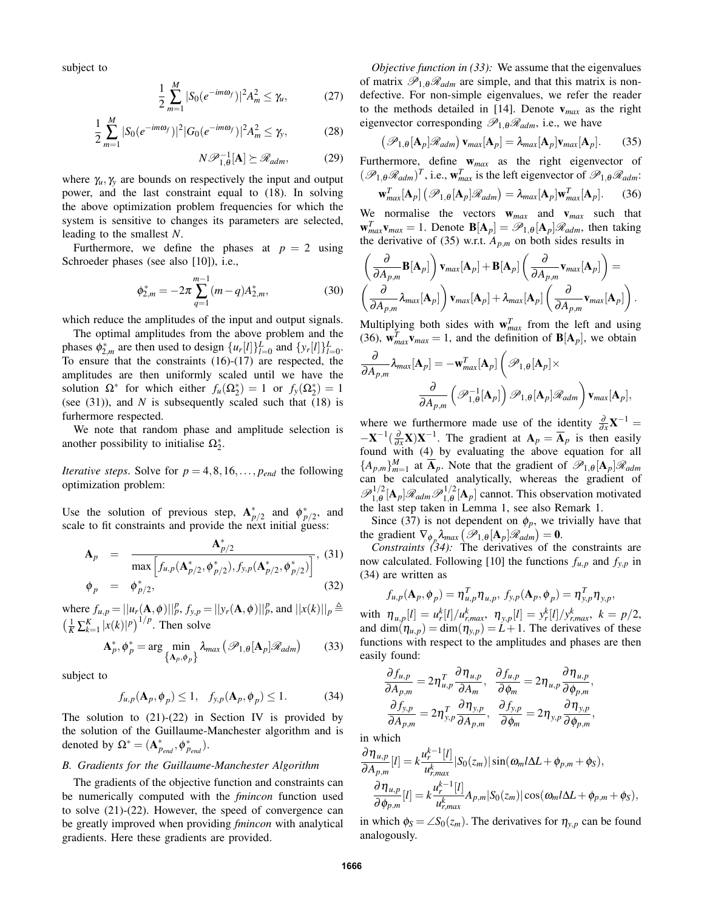subject to

$$\frac{1}{2}\sum_{m=1}^{M}|S_0(e^{-im\omega_f})|^2 A_m^2 \leq \gamma_u, \tag{27}$$

$$\frac{1}{2}\sum_{m=1}^{M}|S_0(e^{-im\omega_f})|^2|G_0(e^{-im\omega_f})|^2 A_m^2 \leq \gamma_y, \tag{28}$$

$$N\mathscr{P}_{1,\theta}^{-1}[\mathbf{A}] \succeq \mathscr{R}_{adm}, \tag{29}$$

where $\gamma_u, \gamma_y$ are bounds on respectively the input and output power, and the last constraint equal to (18). In solving the above optimization problem frequencies for which the system is sensitive to changes its parameters are selected, leading to the smallest $N$.

Furthermore, we define the phases at $p = 2$ using Schroeder phases (see also [10]), i.e.,

$$\phi_{2,m}^{*} = -2\pi\sum_{q=1}^{m-1}(m-q)A_{2,m}^{*}, \tag{30}$$

which reduce the amplitudes of the input and output signals.

The optimal amplitudes from the above problem and the phases $\phi_{2,m}^{*}$ are then used to design $\{u_r[l]\}_{l=0}^{L}$ and $\{y_r[l]\}_{l=0}^{L}$. To ensure that the constraints (16)-(17) are respected, the amplitudes are then uniformly scaled until we have the solution $\Omega^*$ for which either $f_u(\Omega_2^*) = 1$ or $f_y(\Omega_2^*) = 1$ (see (31)), and $N$ is subsequently scaled such that (18) is furhermore respected.

We note that random phase and amplitude selection is another possibility to initialise $\Omega_2^*$.

*Iterative steps*. Solve for $p = 4, 8, 16, \ldots, p_{end}$ the following optimization problem:

Use the solution of previous step, $\mathbf{A}_{p/2}^{*}$ and $\phi_{p/2}^{*}$, and scale to fit constraints and provide the next initial guess:

$$\mathbf{A}_p = \frac{\mathbf{A}_{p/2}^{*}}{\max\left[f_{u,p}(\mathbf{A}_{p/2}^{*},\phi_{p/2}^{*}), f_{y,p}(\mathbf{A}_{p/2}^{*},\phi_{p/2}^{*})\right]}, \tag{31}$$

$$\phi_p = \phi_{p/2}^{*}, \tag{32}$$

where $f_{u,p} = ||u_r(\mathbf{A},\phi)||_p^p$, $f_{y,p} = ||y_r(\mathbf{A},\phi)||_p^p$, and $||x(k)||_p \triangleq \left(\frac{1}{K}\sum_{k=1}^{K}|x(k)|^p\right)^{1/p}$. Then solve

$$\mathbf{A}_p^*, \phi_p^* = \arg\min_{\{\mathbf{A}_p,\phi_p\}} \lambda_{max}\left(\mathscr{P}_{1,\theta}[\mathbf{A}_p]\mathscr{R}_{adm}\right) \tag{33}$$

subject to

$$f_{u,p}(\mathbf{A}_p,\phi_p) \leq 1, \quad f_{y,p}(\mathbf{A}_p,\phi_p) \leq 1. \tag{34}$$

The solution to (21)-(22) in Section IV is provided by the solution of the Guillaume-Manchester algorithm and is denoted by $\Omega^* = (\mathbf{A}_{p_{end}}^*, \phi_{p_{end}}^*)$.

### B. Gradients for the Guillaume-Manchester Algorithm

The gradients of the objective function and constraints can be numerically computed with the *fmincon* function used to solve (21)-(22). However, the speed of convergence can be greatly improved when providing *fmincon* with analytical gradients. Here these gradients are provided.

*Objective function in (33):* We assume that the eigenvalues of matrix $\mathscr{P}_{1,\theta}\mathscr{R}_{adm}$ are simple, and that this matrix is non-defective. For non-simple eigenvalues, we refer the reader to the methods detailed in [14]. Denote $\mathbf{v}_{max}$ as the right eigenvector corresponding $\mathscr{P}_{1,\theta}\mathscr{R}_{adm}$, i.e., we have

$$\left(\mathscr{P}_{1,\theta}[\mathbf{A}_p]\mathscr{R}_{adm}\right)\mathbf{v}_{max}[\mathbf{A}_p] = \lambda_{max}[\mathbf{A}_p]\mathbf{v}_{max}[\mathbf{A}_p]. \tag{35}$$

Furthermore, define $\mathbf{w}_{max}$ as the right eigenvector of $(\mathscr{P}_{1,\theta}\mathscr{R}_{adm})^T$, i.e., $\mathbf{w}_{max}^T$ is the left eigenvector of $\mathscr{P}_{1,\theta}\mathscr{R}_{adm}$:

$$\mathbf{w}_{max}^T[\mathbf{A}_p]\left(\mathscr{P}_{1,\theta}[\mathbf{A}_p]\mathscr{R}_{adm}\right) = \lambda_{max}[\mathbf{A}_p]\mathbf{w}_{max}^T[\mathbf{A}_p]. \tag{36}$$

We normalise the vectors $\mathbf{w}_{max}$ and $\mathbf{v}_{max}$ such that $\mathbf{w}_{max}^T\mathbf{v}_{max} = 1$. Denote $\mathbf{B}[\mathbf{A}_p] = \mathscr{P}_{1,\theta}[\mathbf{A}_p]\mathscr{R}_{adm}$, then taking the derivative of (35) w.r.t. $A_{p,m}$ on both sides results in

$$\left(\frac{\partial}{\partial A_{p,m}}\mathbf{B}[\mathbf{A}_p]\right)\mathbf{v}_{max}[\mathbf{A}_p] + \mathbf{B}[\mathbf{A}_p]\left(\frac{\partial}{\partial A_{p,m}}\mathbf{v}_{max}[\mathbf{A}_p]\right) = \left(\frac{\partial}{\partial A_{p,m}}\lambda_{max}[\mathbf{A}_p]\right)\mathbf{v}_{max}[\mathbf{A}_p] + \lambda_{max}[\mathbf{A}_p]\left(\frac{\partial}{\partial A_{p,m}}\mathbf{v}_{max}[\mathbf{A}_p]\right).$$

Multiplying both sides with $\mathbf{w}_{max}^T$ from the left and using (36), $\mathbf{w}_{max}^T\mathbf{v}_{max} = 1$, and the definition of $\mathbf{B}[\mathbf{A}_p]$, we obtain

$$\frac{\partial}{\partial A_{p,m}}\lambda_{max}[\mathbf{A}_p] = -\mathbf{w}_{max}^T[\mathbf{A}_p]\left(\mathscr{P}_{1,\theta}[\mathbf{A}_p]\times \frac{\partial}{\partial A_{p,m}}\left(\mathscr{P}_{1,\theta}^{-1}[\mathbf{A}_p]\right)\mathscr{P}_{1,\theta}[\mathbf{A}_p]\mathscr{R}_{adm}\right)\mathbf{v}_{max}[\mathbf{A}_p],$$

where we furthermore made use of the identity $\frac{\partial}{\partial x}\mathbf{X}^{-1} = -\mathbf{X}^{-1}(\frac{\partial}{\partial x}\mathbf{X})\mathbf{X}^{-1}$. The gradient at $\mathbf{A}_p = \overline{\mathbf{A}}_p$ is then easily found with (4) by evaluating the above equation for all $\{A_{p,m}\}_{m=1}^{M}$ at $\overline{\mathbf{A}}_p$. Note that the gradient of $\mathscr{P}_{1,\theta}[\mathbf{A}_p]\mathscr{R}_{adm}$ can be calculated analytically, whereas the gradient of $\mathscr{P}_{1,\theta}^{1/2}[\mathbf{A}_p]\mathscr{R}_{adm}\mathscr{P}_{1,\theta}^{1/2}[\mathbf{A}_p]$ cannot. This observation motivated the last step taken in Lemma 1, see also Remark 1.

Since (37) is not dependent on $\phi_p$, we trivially have that the gradient $\nabla_{\phi_p}\lambda_{max}\left(\mathscr{P}_{1,\theta}[\mathbf{A}_p]\mathscr{R}_{adm}\right) = \mathbf{0}$.

*Constraints (34):* The derivatives of the constraints are now calculated. Following [10] the functions $f_{u,p}$ and $f_{y,p}$ in (34) are written as

$$f_{u,p}(\mathbf{A}_p,\phi_p) = \eta_{u,p}^T\eta_{u,p},\ f_{y,p}(\mathbf{A}_p,\phi_p) = \eta_{y,p}^T\eta_{y,p},$$

with $\eta_{u,p}[l] = u_r^k[l]/u_{r,max}^k$, $\eta_{y,p}[l] = y_r^k[l]/y_{r,max}^k$, $k = p/2$, and $\dim(\eta_{u,p}) = \dim(\eta_{y,p}) = L+1$. The derivatives of these functions with respect to the amplitudes and phases are then easily found:

$$\frac{\partial f_{u,p}}{\partial A_{p,m}} = 2\eta_{u,p}^T\frac{\partial \eta_{u,p}}{\partial A_m},\quad \frac{\partial f_{u,p}}{\partial \phi_m} = 2\eta_{u,p}\frac{\partial \eta_{u,p}}{\partial \phi_{p,m}},$$

$$\frac{\partial f_{y,p}}{\partial A_{p,m}} = 2\eta_{y,p}^T\frac{\partial \eta_{y,p}}{\partial A_{p,m}},\quad \frac{\partial f_{y,p}}{\partial \phi_m} = 2\eta_{y,p}\frac{\partial \eta_{y,p}}{\partial \phi_{p,m}},$$

in which

$$\frac{\partial \eta_{u,p}}{\partial A_{p,m}}[l] = k\frac{u_r^{k-1}[l]}{u_{r,max}^k}|S_0(z_m)|\sin(\omega_m l\Delta L + \phi_{p,m} + \phi_S),$$

$$\frac{\partial \eta_{u,p}}{\partial \phi_{p,m}}[l] = k\frac{u_r^{k-1}[l]}{u_{r,max}^k}A_{p,m}|S_0(z_m)|\cos(\omega_m l\Delta L + \phi_{p,m} + \phi_S),$$

in which $\phi_S = \angle S_0(z_m)$. The derivatives for $\eta_{y,p}$ can be found analogously.